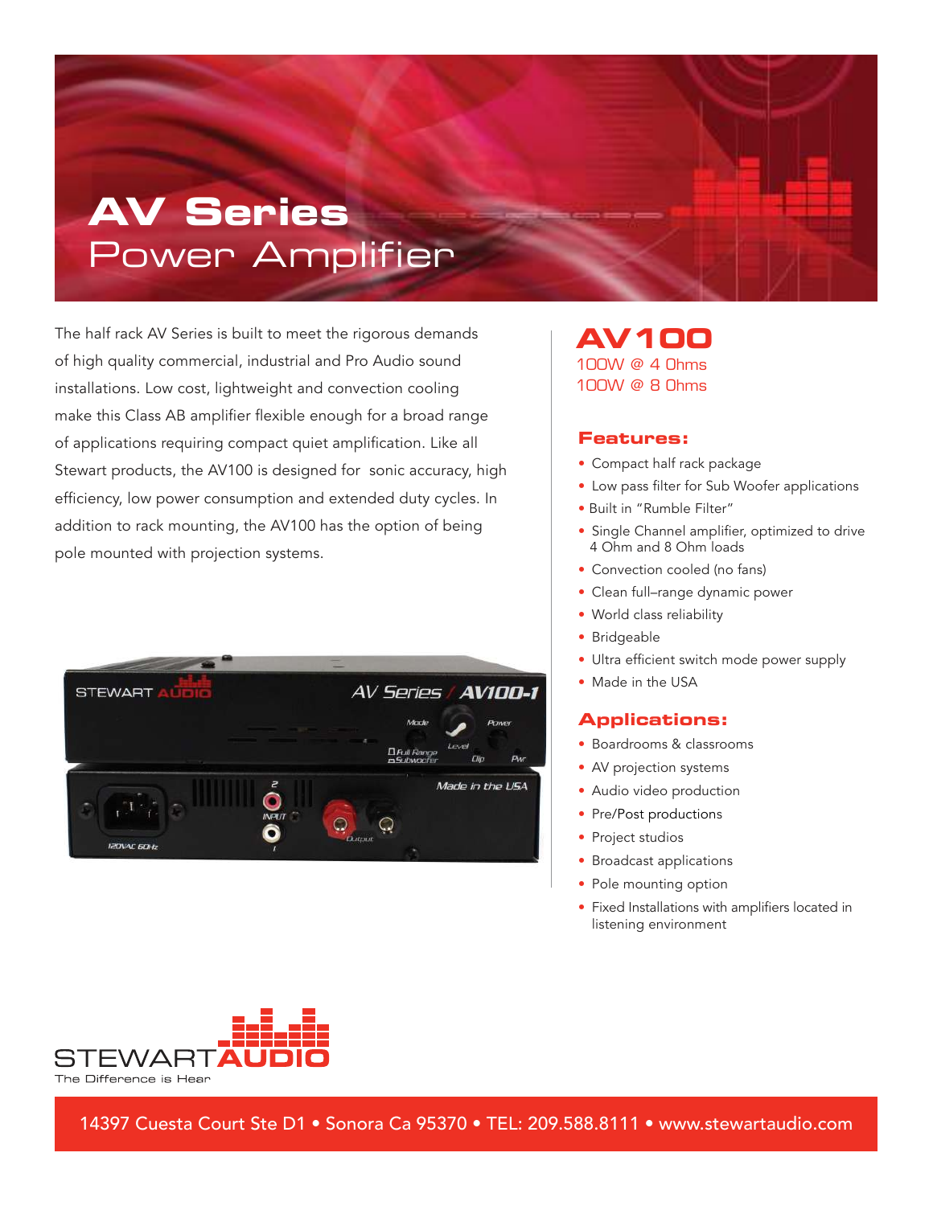# AV Series
## Power Amplifier

The half rack AV Series is built to meet the rigorous demands of high quality commercial, industrial and Pro Audio sound installations. Low cost, lightweight and convection cooling make this Class AB amplifier flexible enough for a broad range of applications requiring compact quiet amplification. Like all Stewart products, the AV100 is designed for sonic accuracy, high efficiency, low power consumption and extended duty cycles. In addition to rack mounting, the AV100 has the option of being pole mounted with projection systems.

## AV100

100W @ 4 Ohms
100W @ 8 Ohms

### Features:

- Compact half rack package
- Low pass filter for Sub Woofer applications
- Built in "Rumble Filter"
- Single Channel amplifier, optimized to drive 4 Ohm and 8 Ohm loads
- Convection cooled (no fans)
- Clean full–range dynamic power
- World class reliability
- Bridgeable
- Ultra efficient switch mode power supply
- Made in the USA

### Applications:

- Boardrooms & classrooms
- AV projection systems
- Audio video production
- Pre/Post productions
- Project studios
- Broadcast applications
- Pole mounting option
- Fixed Installations with amplifiers located in listening environment

STEWART AUDIO
The Difference is Hear

14397 Cuesta Court Ste D1 • Sonora Ca 95370 • TEL: 209.588.8111 • www.stewartaudio.com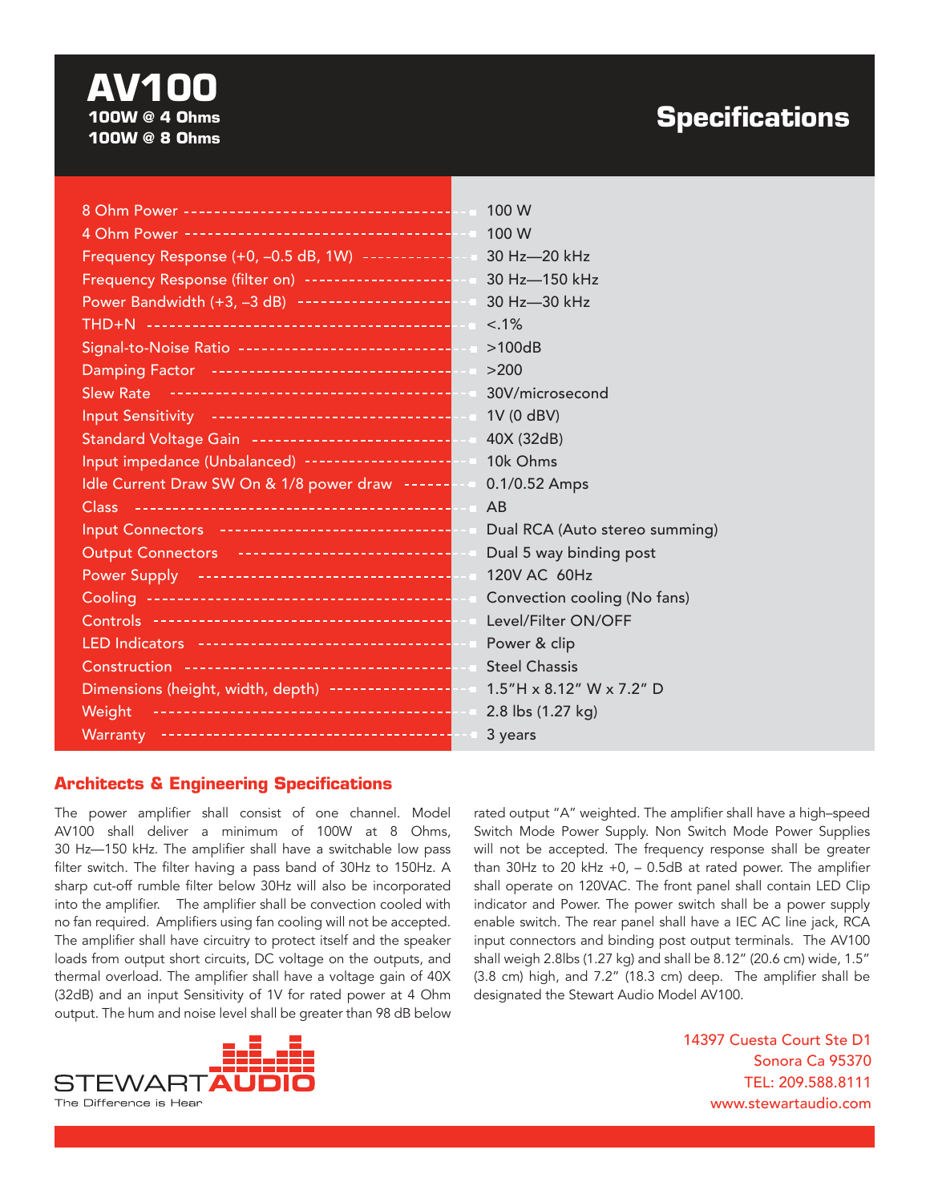# AV100

**100W @ 4 Ohms**
**100W @ 8 Ohms**

## Specifications

| | |
|---|---|
| 8 Ohm Power | 100 W |
| 4 Ohm Power | 100 W |
| Frequency Response (+0, –0.5 dB, 1W) | 30 Hz—20 kHz |
| Frequency Response (filter on) | 30 Hz—150 kHz |
| Power Bandwidth (+3, –3 dB) | 30 Hz—30 kHz |
| THD+N | <.1% |
| Signal-to-Noise Ratio | >100dB |
| Damping Factor | >200 |
| Slew Rate | 30V/microsecond |
| Input Sensitivity | 1V (0 dBV) |
| Standard Voltage Gain | 40X (32dB) |
| Input impedance (Unbalanced) | 10k Ohms |
| Idle Current Draw SW On & 1/8 power draw | 0.1/0.52 Amps |
| Class | AB |
| Input Connectors | Dual RCA (Auto stereo summing) |
| Output Connectors | Dual 5 way binding post |
| Power Supply | 120V AC 60Hz |
| Cooling | Convection cooling (No fans) |
| Controls | Level/Filter ON/OFF |
| LED Indicators | Power & clip |
| Construction | Steel Chassis |
| Dimensions (height, width, depth) | 1.5"H x 8.12" W x 7.2" D |
| Weight | 2.8 lbs (1.27 kg) |
| Warranty | 3 years |

### Architects & Engineering Specifications

The power amplifier shall consist of one channel. Model AV100 shall deliver a minimum of 100W at 8 Ohms, 30 Hz—150 kHz. The amplifier shall have a switchable low pass filter switch. The filter having a pass band of 30Hz to 150Hz. A sharp cut-off rumble filter below 30Hz will also be incorporated into the amplifier. The amplifier shall be convection cooled with no fan required. Amplifiers using fan cooling will not be accepted. The amplifier shall have circuitry to protect itself and the speaker loads from output short circuits, DC voltage on the outputs, and thermal overload. The amplifier shall have a voltage gain of 40X (32dB) and an input Sensitivity of 1V for rated power at 4 Ohm output. The hum and noise level shall be greater than 98 dB below rated output "A" weighted. The amplifier shall have a high–speed Switch Mode Power Supply. Non Switch Mode Power Supplies will not be accepted. The frequency response shall be greater than 30Hz to 20 kHz +0, – 0.5dB at rated power. The amplifier shall operate on 120VAC. The front panel shall contain LED Clip indicator and Power. The power switch shall be a power supply enable switch. The rear panel shall have a IEC AC line jack, RCA input connectors and binding post output terminals. The AV100 shall weigh 2.8lbs (1.27 kg) and shall be 8.12" (20.6 cm) wide, 1.5" (3.8 cm) high, and 7.2" (18.3 cm) deep. The amplifier shall be designated the Stewart Audio Model AV100.

STEWART AUDIO
The Difference is Hear

14397 Cuesta Court Ste D1
Sonora Ca 95370
TEL: 209.588.8111
www.stewartaudio.com